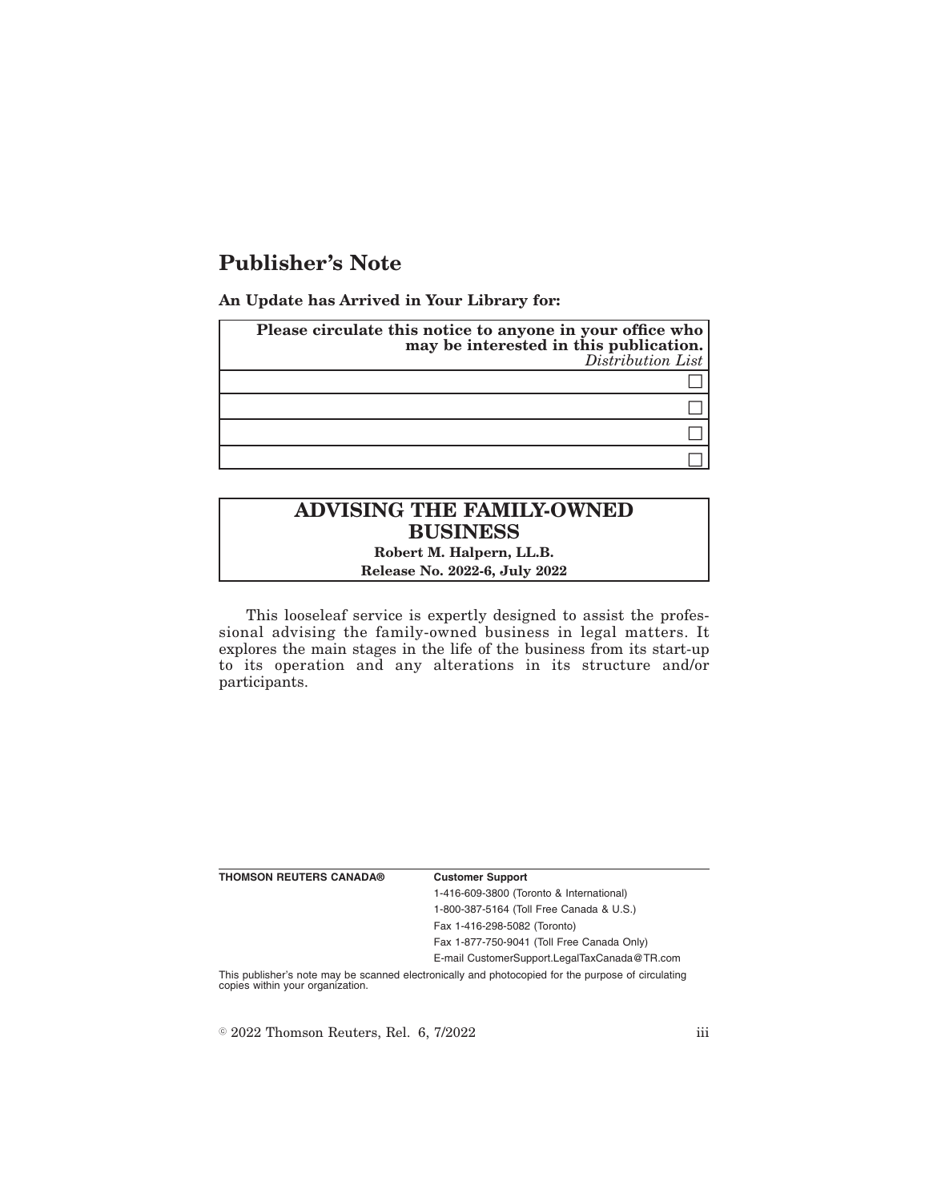# Publisher's Note

**An Update has Arrived in Your Library for:**

| **Please circulate this notice to anyone in your office who may be interested in this publication.** *Distribution List* |
| --- |
| ☐ |
| ☐ |
| ☐ |
| ☐ |

## ADVISING THE FAMILY-OWNED BUSINESS

**Robert M. Halpern, LL.B.**

**Release No. 2022-6, July 2022**

This looseleaf service is expertly designed to assist the professional advising the family-owned business in legal matters. It explores the main stages in the life of the business from its start-up to its operation and any alterations in its structure and/or participants.

| | |
| --- | --- |
| **THOMSON REUTERS CANADA®** | **Customer Support** |
| | 1-416-609-3800 (Toronto & International) |
| | 1-800-387-5164 (Toll Free Canada & U.S.) |
| | Fax 1-416-298-5082 (Toronto) |
| | Fax 1-877-750-9041 (Toll Free Canada Only) |
| | E-mail CustomerSupport.LegalTaxCanada@TR.com |

This publisher's note may be scanned electronically and photocopied for the purpose of circulating copies within your organization.

© 2022 Thomson Reuters, Rel. 6, 7/2022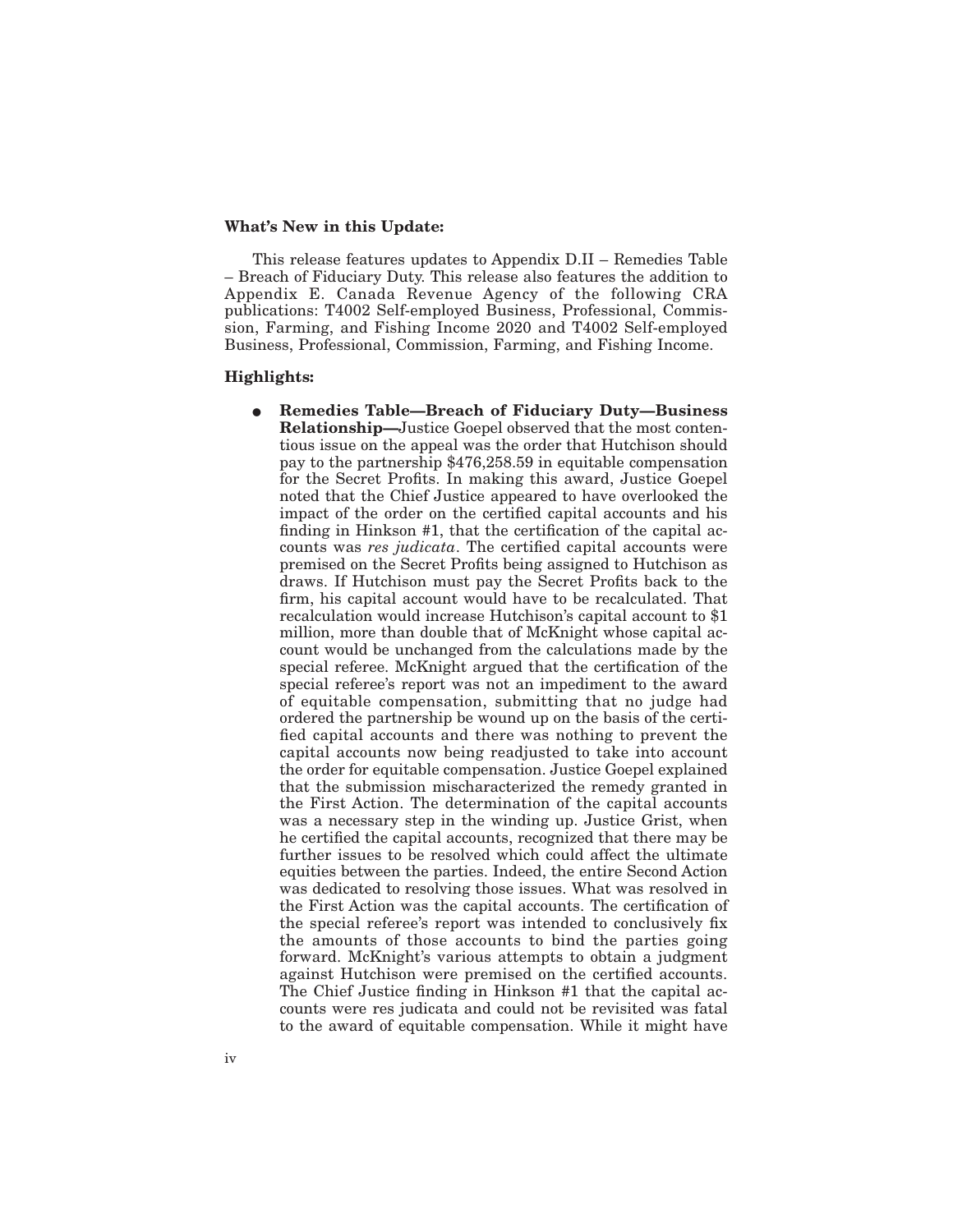**What's New in this Update:**

This release features updates to Appendix D.II – Remedies Table – Breach of Fiduciary Duty. This release also features the addition to Appendix E. Canada Revenue Agency of the following CRA publications: T4002 Self-employed Business, Professional, Commission, Farming, and Fishing Income 2020 and T4002 Self-employed Business, Professional, Commission, Farming, and Fishing Income.

**Highlights:**

- **Remedies Table—Breach of Fiduciary Duty—Business Relationship—**Justice Goepel observed that the most contentious issue on the appeal was the order that Hutchison should pay to the partnership $476,258.59 in equitable compensation for the Secret Profits. In making this award, Justice Goepel noted that the Chief Justice appeared to have overlooked the impact of the order on the certified capital accounts and his finding in Hinkson #1, that the certification of the capital accounts was *res judicata*. The certified capital accounts were premised on the Secret Profits being assigned to Hutchison as draws. If Hutchison must pay the Secret Profits back to the firm, his capital account would have to be recalculated. That recalculation would increase Hutchison's capital account to $1 million, more than double that of McKnight whose capital account would be unchanged from the calculations made by the special referee. McKnight argued that the certification of the special referee's report was not an impediment to the award of equitable compensation, submitting that no judge had ordered the partnership be wound up on the basis of the certified capital accounts and there was nothing to prevent the capital accounts now being readjusted to take into account the order for equitable compensation. Justice Goepel explained that the submission mischaracterized the remedy granted in the First Action. The determination of the capital accounts was a necessary step in the winding up. Justice Grist, when he certified the capital accounts, recognized that there may be further issues to be resolved which could affect the ultimate equities between the parties. Indeed, the entire Second Action was dedicated to resolving those issues. What was resolved in the First Action was the capital accounts. The certification of the special referee's report was intended to conclusively fix the amounts of those accounts to bind the parties going forward. McKnight's various attempts to obtain a judgment against Hutchison were premised on the certified accounts. The Chief Justice finding in Hinkson #1 that the capital accounts were res judicata and could not be revisited was fatal to the award of equitable compensation. While it might have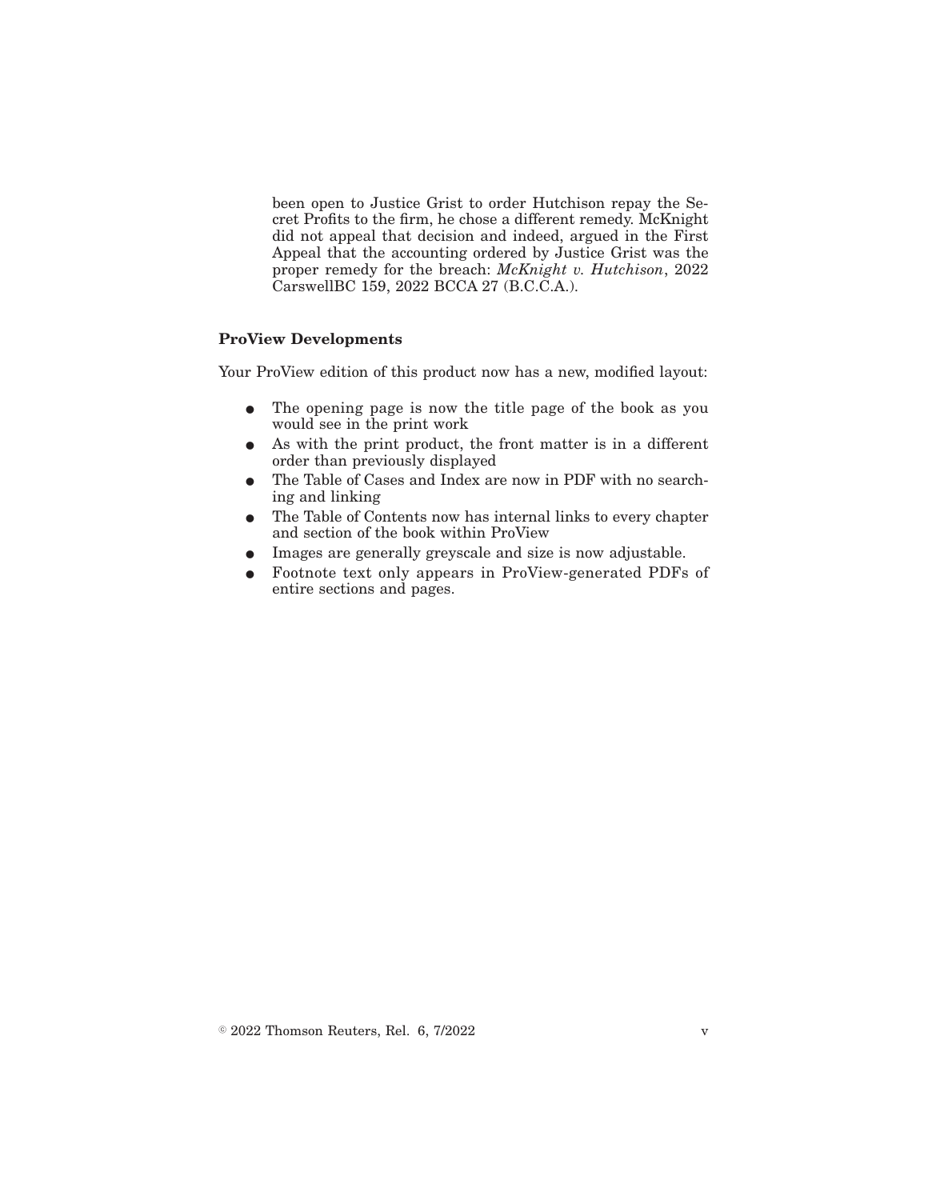been open to Justice Grist to order Hutchison repay the Secret Profits to the firm, he chose a different remedy. McKnight did not appeal that decision and indeed, argued in the First Appeal that the accounting ordered by Justice Grist was the proper remedy for the breach: *McKnight v. Hutchison*, 2022 CarswellBC 159, 2022 BCCA 27 (B.C.C.A.).

**ProView Developments**

Your ProView edition of this product now has a new, modified layout:

- The opening page is now the title page of the book as you would see in the print work
- As with the print product, the front matter is in a different order than previously displayed
- The Table of Cases and Index are now in PDF with no searching and linking
- The Table of Contents now has internal links to every chapter and section of the book within ProView
- Images are generally greyscale and size is now adjustable.
- Footnote text only appears in ProView-generated PDFs of entire sections and pages.